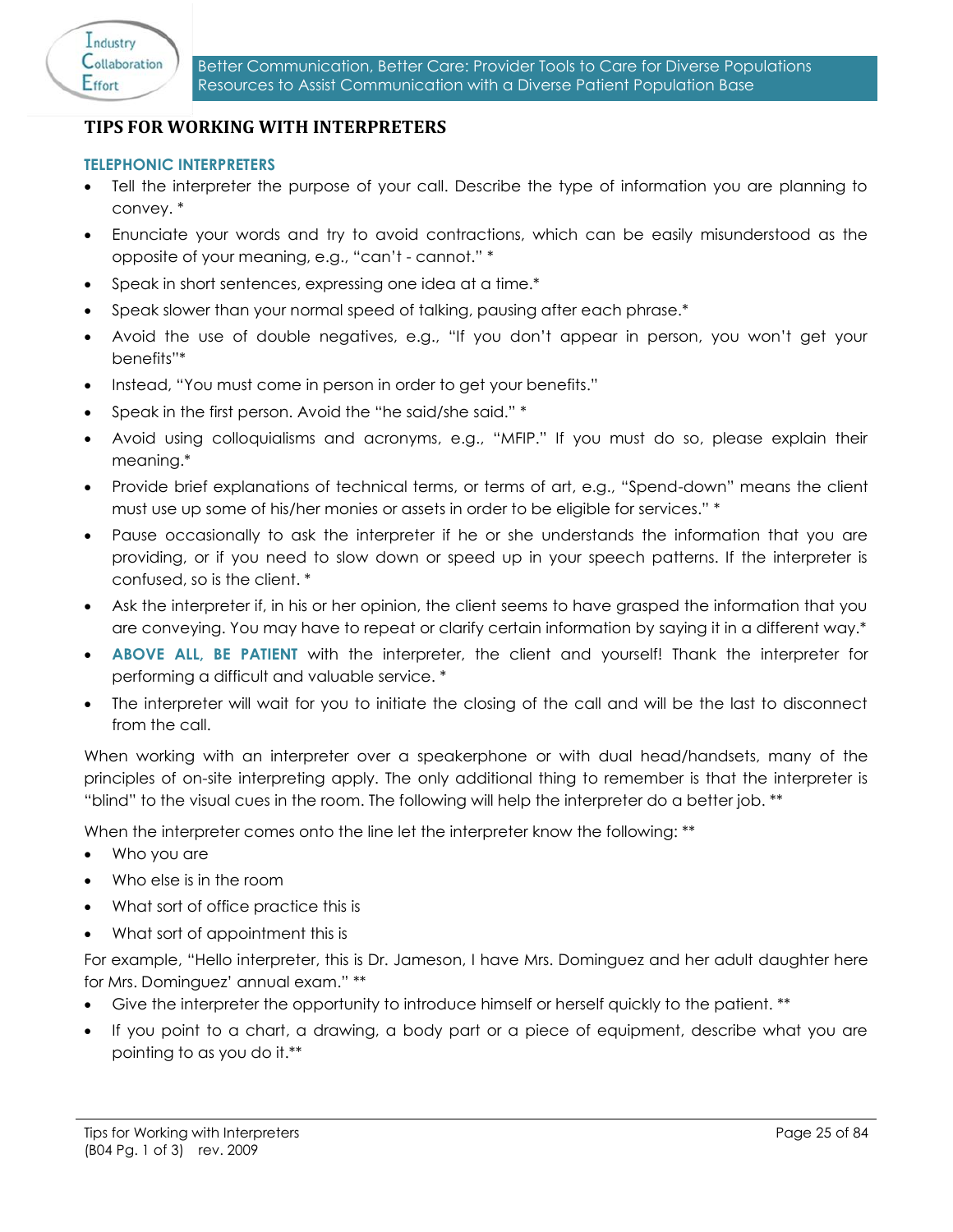# TIPS FOR WORKING WITH INTERPRETERS

## TELEPHONIC INTERPRETERS

- Tell the interpreter the purpose of your call. Describe the type of information you are planning to convey. *
- Enunciate your words and try to avoid contractions, which can be easily misunderstood as the opposite of your meaning, e.g., "can't - cannot." *
- Speak in short sentences, expressing one idea at a time.*
- Speak slower than your normal speed of talking, pausing after each phrase.*
- Avoid the use of double negatives, e.g., "If you don't appear in person, you won't get your benefits"*
- Instead, "You must come in person in order to get your benefits."
- Speak in the first person. Avoid the "he said/she said." *
- Avoid using colloquialisms and acronyms, e.g., "MFIP." If you must do so, please explain their meaning.*
- Provide brief explanations of technical terms, or terms of art, e.g., "Spend-down" means the client must use up some of his/her monies or assets in order to be eligible for services." *
- Pause occasionally to ask the interpreter if he or she understands the information that you are providing, or if you need to slow down or speed up in your speech patterns. If the interpreter is confused, so is the client. *
- Ask the interpreter if, in his or her opinion, the client seems to have grasped the information that you are conveying. You may have to repeat or clarify certain information by saying it in a different way.*
- **ABOVE ALL, BE PATIENT** with the interpreter, the client and yourself! Thank the interpreter for performing a difficult and valuable service. *
- The interpreter will wait for you to initiate the closing of the call and will be the last to disconnect from the call.

When working with an interpreter over a speakerphone or with dual head/handsets, many of the principles of on-site interpreting apply. The only additional thing to remember is that the interpreter is "blind" to the visual cues in the room. The following will help the interpreter do a better job. **

When the interpreter comes onto the line let the interpreter know the following: **

- Who you are
- Who else is in the room
- What sort of office practice this is
- What sort of appointment this is

For example, "Hello interpreter, this is Dr. Jameson, I have Mrs. Dominguez and her adult daughter here for Mrs. Dominguez' annual exam." **

- Give the interpreter the opportunity to introduce himself or herself quickly to the patient. **
- If you point to a chart, a drawing, a body part or a piece of equipment, describe what you are pointing to as you do it.**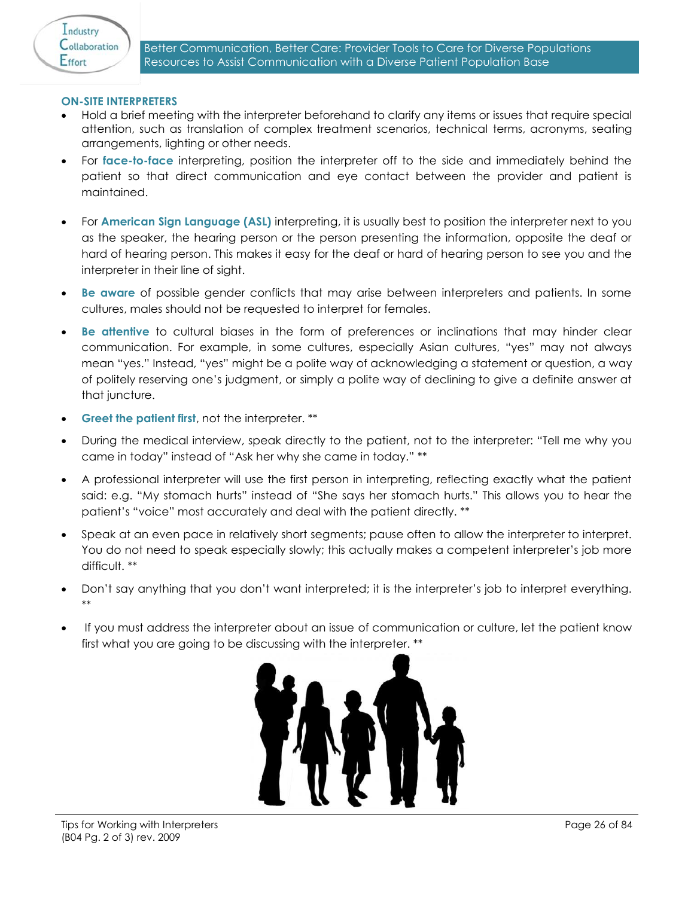## ON-SITE INTERPRETERS

- Hold a brief meeting with the interpreter beforehand to clarify any items or issues that require special attention, such as translation of complex treatment scenarios, technical terms, acronyms, seating arrangements, lighting or other needs.
- For **face-to-face** interpreting, position the interpreter off to the side and immediately behind the patient so that direct communication and eye contact between the provider and patient is maintained.
- For **American Sign Language (ASL)** interpreting, it is usually best to position the interpreter next to you as the speaker, the hearing person or the person presenting the information, opposite the deaf or hard of hearing person. This makes it easy for the deaf or hard of hearing person to see you and the interpreter in their line of sight.
- **Be aware** of possible gender conflicts that may arise between interpreters and patients. In some cultures, males should not be requested to interpret for females.
- **Be attentive** to cultural biases in the form of preferences or inclinations that may hinder clear communication. For example, in some cultures, especially Asian cultures, "yes" may not always mean "yes." Instead, "yes" might be a polite way of acknowledging a statement or question, a way of politely reserving one's judgment, or simply a polite way of declining to give a definite answer at that juncture.
- **Greet the patient first**, not the interpreter. **
- During the medical interview, speak directly to the patient, not to the interpreter: "Tell me why you came in today" instead of "Ask her why she came in today." **
- A professional interpreter will use the first person in interpreting, reflecting exactly what the patient said: e.g. "My stomach hurts" instead of "She says her stomach hurts." This allows you to hear the patient's "voice" most accurately and deal with the patient directly. **
- Speak at an even pace in relatively short segments; pause often to allow the interpreter to interpret. You do not need to speak especially slowly; this actually makes a competent interpreter's job more difficult. **
- Don't say anything that you don't want interpreted; it is the interpreter's job to interpret everything. **
- If you must address the interpreter about an issue of communication or culture, let the patient know first what you are going to be discussing with the interpreter. **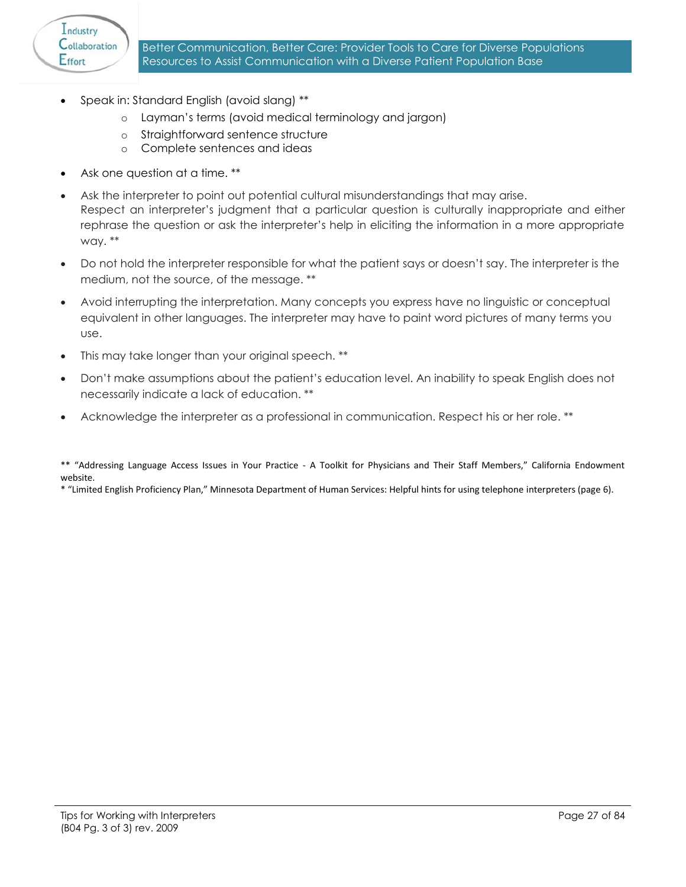- Speak in: Standard English (avoid slang) **
    - Layman's terms (avoid medical terminology and jargon)
    - Straightforward sentence structure
    - Complete sentences and ideas
- Ask one question at a time. **
- Ask the interpreter to point out potential cultural misunderstandings that may arise. Respect an interpreter's judgment that a particular question is culturally inappropriate and either rephrase the question or ask the interpreter's help in eliciting the information in a more appropriate way. **
- Do not hold the interpreter responsible for what the patient says or doesn't say. The interpreter is the medium, not the source, of the message. **
- Avoid interrupting the interpretation. Many concepts you express have no linguistic or conceptual equivalent in other languages. The interpreter may have to paint word pictures of many terms you use.
- This may take longer than your original speech. **
- Don't make assumptions about the patient's education level. An inability to speak English does not necessarily indicate a lack of education. **
- Acknowledge the interpreter as a professional in communication. Respect his or her role. **

** "Addressing Language Access Issues in Your Practice - A Toolkit for Physicians and Their Staff Members," California Endowment website.

* "Limited English Proficiency Plan," Minnesota Department of Human Services: Helpful hints for using telephone interpreters (page 6).